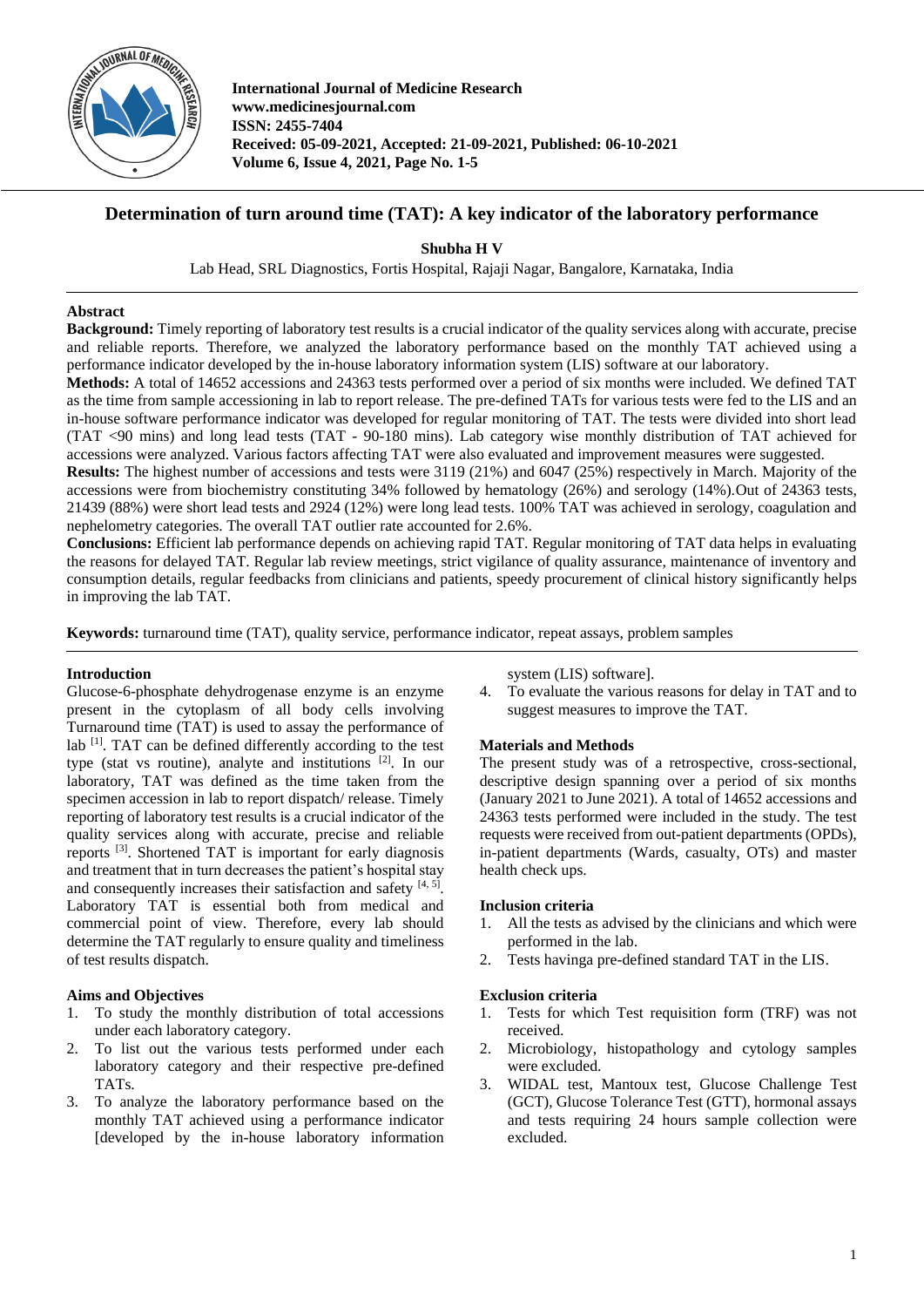# Determination of turn around time (TAT): A key indicator of the laboratory performance

**Shubha H V**

Lab Head, SRL Diagnostics, Fortis Hospital, Rajaji Nagar, Bangalore, Karnataka, India

## Abstract

**Background:** Timely reporting of laboratory test results is a crucial indicator of the quality services along with accurate, precise and reliable reports. Therefore, we analyzed the laboratory performance based on the monthly TAT achieved using a performance indicator developed by the in-house laboratory information system (LIS) software at our laboratory.

**Methods:** A total of 14652 accessions and 24363 tests performed over a period of six months were included. We defined TAT as the time from sample accessioning in lab to report release. The pre-defined TATs for various tests were fed to the LIS and an in-house software performance indicator was developed for regular monitoring of TAT. The tests were divided into short lead (TAT <90 mins) and long lead tests (TAT - 90-180 mins). Lab category wise monthly distribution of TAT achieved for accessions were analyzed. Various factors affecting TAT were also evaluated and improvement measures were suggested.

**Results:** The highest number of accessions and tests were 3119 (21%) and 6047 (25%) respectively in March. Majority of the accessions were from biochemistry constituting 34% followed by hematology (26%) and serology (14%).Out of 24363 tests, 21439 (88%) were short lead tests and 2924 (12%) were long lead tests. 100% TAT was achieved in serology, coagulation and nephelometry categories. The overall TAT outlier rate accounted for 2.6%.

**Conclusions:** Efficient lab performance depends on achieving rapid TAT. Regular monitoring of TAT data helps in evaluating the reasons for delayed TAT. Regular lab review meetings, strict vigilance of quality assurance, maintenance of inventory and consumption details, regular feedbacks from clinicians and patients, speedy procurement of clinical history significantly helps in improving the lab TAT.

**Keywords:** turnaround time (TAT), quality service, performance indicator, repeat assays, problem samples

## Introduction

Glucose-6-phosphate dehydrogenase enzyme is an enzyme present in the cytoplasm of all body cells involving Turnaround time (TAT) is used to assay the performance of lab [1]. TAT can be defined differently according to the test type (stat vs routine), analyte and institutions [2]. In our laboratory, TAT was defined as the time taken from the specimen accession in lab to report dispatch/ release. Timely reporting of laboratory test results is a crucial indicator of the quality services along with accurate, precise and reliable reports [3]. Shortened TAT is important for early diagnosis and treatment that in turn decreases the patient's hospital stay and consequently increases their satisfaction and safety [4, 5]. Laboratory TAT is essential both from medical and commercial point of view. Therefore, every lab should determine the TAT regularly to ensure quality and timeliness of test results dispatch.

### Aims and Objectives

1. To study the monthly distribution of total accessions under each laboratory category.
2. To list out the various tests performed under each laboratory category and their respective pre-defined TATs.
3. To analyze the laboratory performance based on the monthly TAT achieved using a performance indicator [developed by the in-house laboratory information system (LIS) software].
4. To evaluate the various reasons for delay in TAT and to suggest measures to improve the TAT.

## Materials and Methods

The present study was of a retrospective, cross-sectional, descriptive design spanning over a period of six months (January 2021 to June 2021). A total of 14652 accessions and 24363 tests performed were included in the study. The test requests were received from out-patient departments (OPDs), in-patient departments (Wards, casualty, OTs) and master health check ups.

### Inclusion criteria

1. All the tests as advised by the clinicians and which were performed in the lab.
2. Tests havinga pre-defined standard TAT in the LIS.

### Exclusion criteria

1. Tests for which Test requisition form (TRF) was not received.
2. Microbiology, histopathology and cytology samples were excluded.
3. WIDAL test, Mantoux test, Glucose Challenge Test (GCT), Glucose Tolerance Test (GTT), hormonal assays and tests requiring 24 hours sample collection were excluded.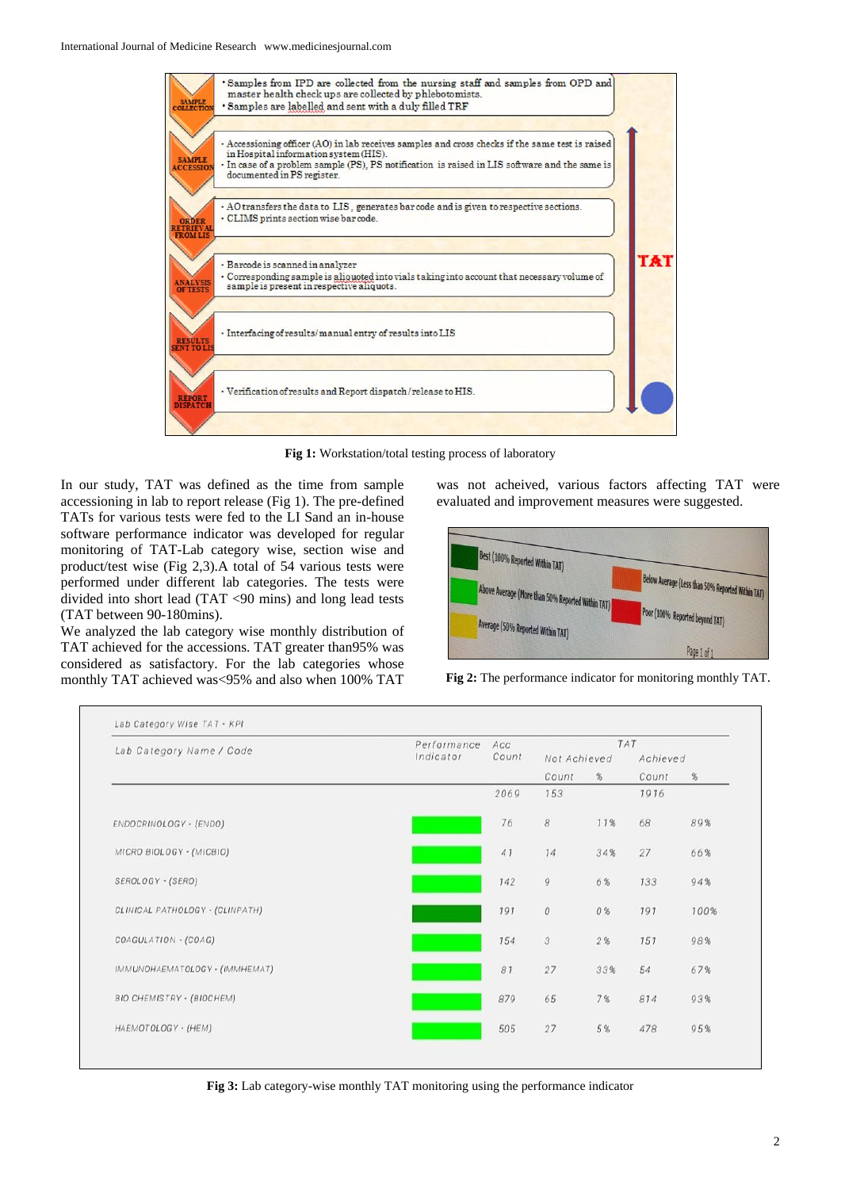| SAMPLE COLLECTION | • Samples from IPD are collected from the nursing staff and samples from OPD and master health check ups are collected by phlebotomists. • Samples are labelled and sent with a duly filled TRF |
| --- | --- |
| SAMPLE ACCESSION | • Accessioning officer (AO) in lab receives samples and cross checks if the same test is raised in Hospital information system (HIS). • In case of a problem sample (PS), PS notification is raised in LIS software and the same is documented in PS register. |
| ORDER RETRIEVAL FROM LIS | • AO transfers the data to LIS, generates bar code and is given to respective sections. • CLIMS prints section wise bar code. |
| ANALYSIS OF TESTS | • Barcode is scanned in analyzer • Corresponding sample is aliquoted into vials taking into account that necessary volume of sample is present in respective aliquots. |
| RESULTS SENT TO LIS | • Interfacing of results/manual entry of results into LIS |
| REPORT DISPATCH | • Verification of results and Report dispatch/release to HIS. |

**Fig 1:** Workstation/total testing process of laboratory

In our study, TAT was defined as the time from sample accessioning in lab to report release (Fig 1). The pre-defined TATs for various tests were fed to the LI Sand an in-house software performance indicator was developed for regular monitoring of TAT-Lab category wise, section wise and product/test wise (Fig 2,3).A total of 54 various tests were performed under different lab categories. The tests were divided into short lead (TAT <90 mins) and long lead tests (TAT between 90-180mins).

We analyzed the lab category wise monthly distribution of TAT achieved for the accessions. TAT greater than95% was considered as satisfactory. For the lab categories whose monthly TAT achieved was<95% and also when 100% TAT was not acheived, various factors affecting TAT were evaluated and improvement measures were suggested.

- Best (100% Reported Within TAT)
- Above Average (More than 50% Reported Within TAT)
- Average (50% Reported Within TAT)
- Below Average (Less than 50% Reported Within TAT)
- Poor (100% Reported beyond TAT)

**Fig 2:** The performance indicator for monitoring monthly TAT.

Lab Category Wise TAT - KPI

| Lab Category Name / Code | Performance Indicator | Acc Count | TAT Not Achieved Count | TAT Not Achieved % | TAT Achieved Count | TAT Achieved % |
| --- | --- | --- | --- | --- | --- | --- |
| | | 2069 | 153 | | 1916 | |
| ENDOCRINOLOGY - (ENDO) | | 76 | 8 | 11% | 68 | 89% |
| MICRO BIOLOGY - (MICBIO) | | 41 | 14 | 34% | 27 | 66% |
| SEROLOGY - (SERO) | | 142 | 9 | 6% | 133 | 94% |
| CLINICAL PATHOLOGY - (CLINPATH) | | 191 | 0 | 0% | 191 | 100% |
| COAGULATION - (COAG) | | 154 | 3 | 2% | 151 | 98% |
| IMMUNOHAEMATOLOGY - (IMMHEMAT) | | 81 | 27 | 33% | 54 | 67% |
| BIO CHEMISTRY - (BIOCHEM) | | 879 | 65 | 7% | 814 | 93% |
| HAEMOTOLOGY - (HEM) | | 505 | 27 | 5% | 478 | 95% |

**Fig 3:** Lab category-wise monthly TAT monitoring using the performance indicator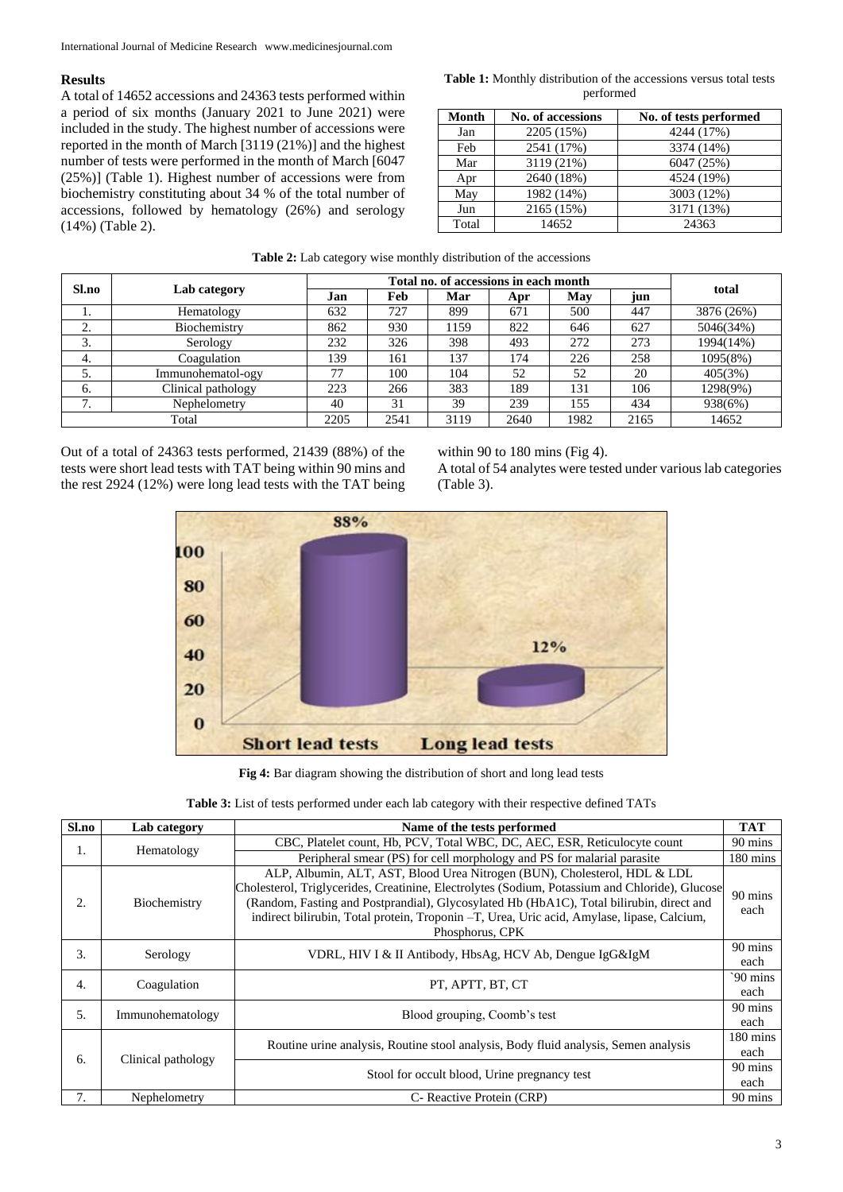## Results

A total of 14652 accessions and 24363 tests performed within a period of six months (January 2021 to June 2021) were included in the study. The highest number of accessions were reported in the month of March [3119 (21%)] and the highest number of tests were performed in the month of March [6047 (25%)] (Table 1). Highest number of accessions were from biochemistry constituting about 34 % of the total number of accessions, followed by hematology (26%) and serology (14%) (Table 2).

**Table 1:** Monthly distribution of the accessions versus total tests performed

| Month | No. of accessions | No. of tests performed |
|---|---|---|
| Jan | 2205 (15%) | 4244 (17%) |
| Feb | 2541 (17%) | 3374 (14%) |
| Mar | 3119 (21%) | 6047 (25%) |
| Apr | 2640 (18%) | 4524 (19%) |
| May | 1982 (14%) | 3003 (12%) |
| Jun | 2165 (15%) | 3171 (13%) |
| Total | 14652 | 24363 |

**Table 2:** Lab category wise monthly distribution of the accessions

| Sl.no | Lab category | Total no. of accessions in each month | | | | | | total |
|---|---|---|---|---|---|---|---|---|
| | | Jan | Feb | Mar | Apr | May | jun | |
| 1. | Hematology | 632 | 727 | 899 | 671 | 500 | 447 | 3876 (26%) |
| 2. | Biochemistry | 862 | 930 | 1159 | 822 | 646 | 627 | 5046(34%) |
| 3. | Serology | 232 | 326 | 398 | 493 | 272 | 273 | 1994(14%) |
| 4. | Coagulation | 139 | 161 | 137 | 174 | 226 | 258 | 1095(8%) |
| 5. | Immunohematol-ogy | 77 | 100 | 104 | 52 | 52 | 20 | 405(3%) |
| 6. | Clinical pathology | 223 | 266 | 383 | 189 | 131 | 106 | 1298(9%) |
| 7. | Nephelometry | 40 | 31 | 39 | 239 | 155 | 434 | 938(6%) |
| Total | | 2205 | 2541 | 3119 | 2640 | 1982 | 2165 | 14652 |

Out of a total of 24363 tests performed, 21439 (88%) of the tests were short lead tests with TAT being within 90 mins and the rest 2924 (12%) were long lead tests with the TAT being within 90 to 180 mins (Fig 4).

A total of 54 analytes were tested under various lab categories (Table 3).

**Fig 4:** Bar diagram showing the distribution of short and long lead tests

**Table 3:** List of tests performed under each lab category with their respective defined TATs

| Sl.no | Lab category | Name of the tests performed | TAT |
|---|---|---|---|
| 1. | Hematology | CBC, Platelet count, Hb, PCV, Total WBC, DC, AEC, ESR, Reticulocyte count | 90 mins |
| | | Peripheral smear (PS) for cell morphology and PS for malarial parasite | 180 mins |
| 2. | Biochemistry | ALP, Albumin, ALT, AST, Blood Urea Nitrogen (BUN), Cholesterol, HDL & LDL Cholesterol, Triglycerides, Creatinine, Electrolytes (Sodium, Potassium and Chloride), Glucose (Random, Fasting and Postprandial), Glycosylated Hb (HbA1C), Total bilirubin, direct and indirect bilirubin, Total protein, Troponin –T, Urea, Uric acid, Amylase, lipase, Calcium, Phosphorus, CPK | 90 mins each |
| 3. | Serology | VDRL, HIV I & II Antibody, HbsAg, HCV Ab, Dengue IgG&IgM | 90 mins each |
| 4. | Coagulation | PT, APTT, BT, CT | `90 mins each |
| 5. | Immunohematology | Blood grouping, Coomb's test | 90 mins each |
| 6. | Clinical pathology | Routine urine analysis, Routine stool analysis, Body fluid analysis, Semen analysis | 180 mins each |
| | | Stool for occult blood, Urine pregnancy test | 90 mins each |
| 7. | Nephelometry | C- Reactive Protein (CRP) | 90 mins |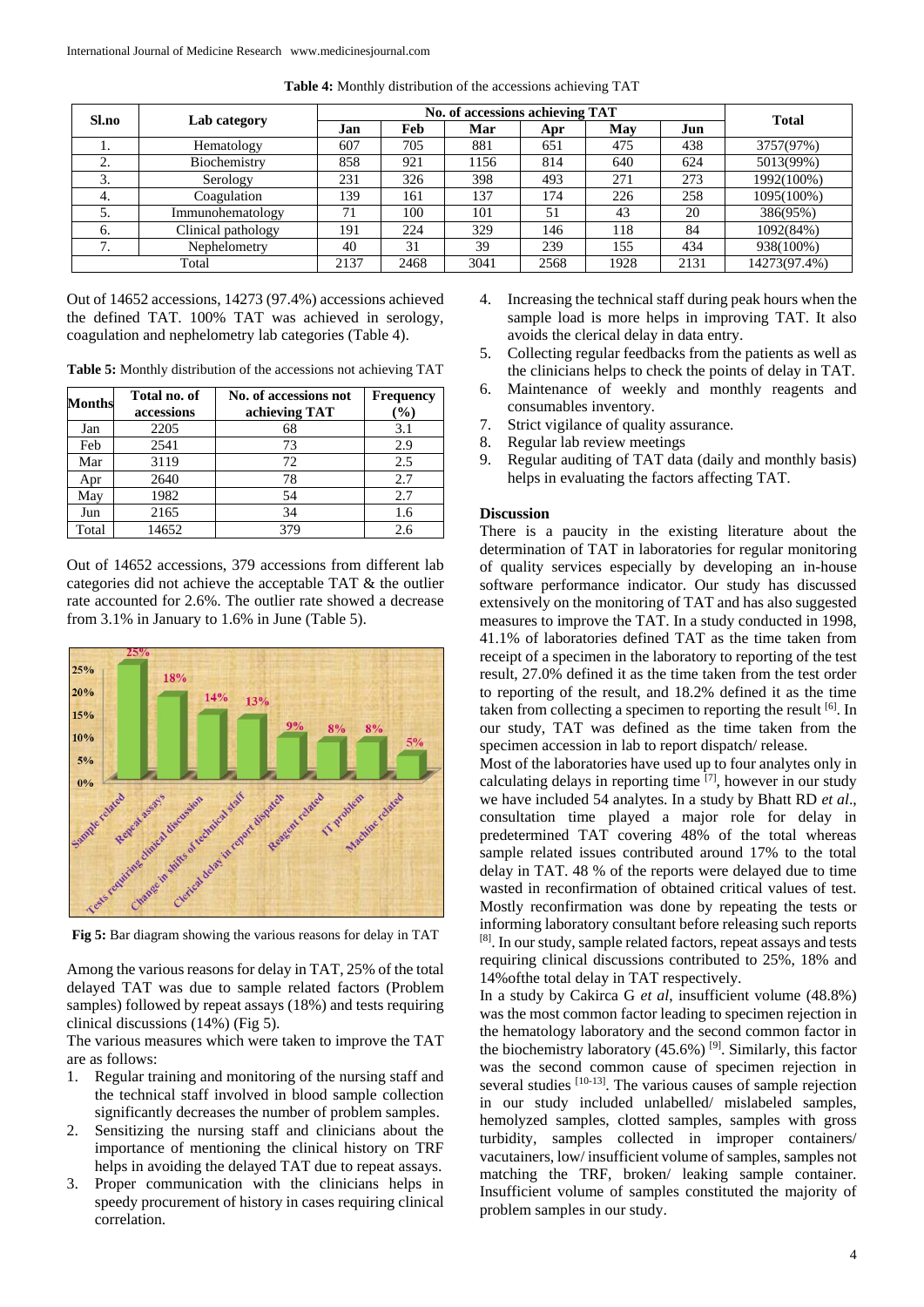**Table 4:** Monthly distribution of the accessions achieving TAT

| Sl.no | Lab category | No. of accessions achieving TAT | | | | | | Total |
|---|---|---|---|---|---|---|---|---|
| | | Jan | Feb | Mar | Apr | May | Jun | |
| 1. | Hematology | 607 | 705 | 881 | 651 | 475 | 438 | 3757(97%) |
| 2. | Biochemistry | 858 | 921 | 1156 | 814 | 640 | 624 | 5013(99%) |
| 3. | Serology | 231 | 326 | 398 | 493 | 271 | 273 | 1992(100%) |
| 4. | Coagulation | 139 | 161 | 137 | 174 | 226 | 258 | 1095(100%) |
| 5. | Immunohematology | 71 | 100 | 101 | 51 | 43 | 20 | 386(95%) |
| 6. | Clinical pathology | 191 | 224 | 329 | 146 | 118 | 84 | 1092(84%) |
| 7. | Nephelometry | 40 | 31 | 39 | 239 | 155 | 434 | 938(100%) |
| Total | | 2137 | 2468 | 3041 | 2568 | 1928 | 2131 | 14273(97.4%) |

Out of 14652 accessions, 14273 (97.4%) accessions achieved the defined TAT. 100% TAT was achieved in serology, coagulation and nephelometry lab categories (Table 4).

**Table 5:** Monthly distribution of the accessions not achieving TAT

| Months | Total no. of accessions | No. of accessions not achieving TAT | Frequency (%) |
|---|---|---|---|
| Jan | 2205 | 68 | 3.1 |
| Feb | 2541 | 73 | 2.9 |
| Mar | 3119 | 72 | 2.5 |
| Apr | 2640 | 78 | 2.7 |
| May | 1982 | 54 | 2.7 |
| Jun | 2165 | 34 | 1.6 |
| Total | 14652 | 379 | 2.6 |

Out of 14652 accessions, 379 accessions from different lab categories did not achieve the acceptable TAT & the outlier rate accounted for 2.6%. The outlier rate showed a decrease from 3.1% in January to 1.6% in June (Table 5).

**Fig 5:** Bar diagram showing the various reasons for delay in TAT

Among the various reasons for delay in TAT, 25% of the total delayed TAT was due to sample related factors (Problem samples) followed by repeat assays (18%) and tests requiring clinical discussions (14%) (Fig 5).

The various measures which were taken to improve the TAT are as follows:

1. Regular training and monitoring of the nursing staff and the technical staff involved in blood sample collection significantly decreases the number of problem samples.
2. Sensitizing the nursing staff and clinicians about the importance of mentioning the clinical history on TRF helps in avoiding the delayed TAT due to repeat assays.
3. Proper communication with the clinicians helps in speedy procurement of history in cases requiring clinical correlation.
4. Increasing the technical staff during peak hours when the sample load is more helps in improving TAT. It also avoids the clerical delay in data entry.
5. Collecting regular feedbacks from the patients as well as the clinicians helps to check the points of delay in TAT.
6. Maintenance of weekly and monthly reagents and consumables inventory.
7. Strict vigilance of quality assurance.
8. Regular lab review meetings
9. Regular auditing of TAT data (daily and monthly basis) helps in evaluating the factors affecting TAT.

## Discussion

There is a paucity in the existing literature about the determination of TAT in laboratories for regular monitoring of quality services especially by developing an in-house software performance indicator. Our study has discussed extensively on the monitoring of TAT and has also suggested measures to improve the TAT. In a study conducted in 1998, 41.1% of laboratories defined TAT as the time taken from receipt of a specimen in the laboratory to reporting of the test result, 27.0% defined it as the time taken from the test order to reporting of the result, and 18.2% defined it as the time taken from collecting a specimen to reporting the result [6]. In our study, TAT was defined as the time taken from the specimen accession in lab to report dispatch/ release.

Most of the laboratories have used up to four analytes only in calculating delays in reporting time [7], however in our study we have included 54 analytes. In a study by Bhatt RD *et al*., consultation time played a major role for delay in predetermined TAT covering 48% of the total whereas sample related issues contributed around 17% to the total delay in TAT. 48 % of the reports were delayed due to time wasted in reconfirmation of obtained critical values of test. Mostly reconfirmation was done by repeating the tests or informing laboratory consultant before releasing such reports [8]. In our study, sample related factors, repeat assays and tests requiring clinical discussions contributed to 25%, 18% and 14%ofthe total delay in TAT respectively.

In a study by Cakirca G *et al*, insufficient volume (48.8%) was the most common factor leading to specimen rejection in the hematology laboratory and the second common factor in the biochemistry laboratory (45.6%) [9]. Similarly, this factor was the second common cause of specimen rejection in several studies [10-13]. The various causes of sample rejection in our study included unlabelled/ mislabeled samples, hemolyzed samples, clotted samples, samples with gross turbidity, samples collected in improper containers/ vacutainers, low/ insufficient volume of samples, samples not matching the TRF, broken/ leaking sample container. Insufficient volume of samples constituted the majority of problem samples in our study.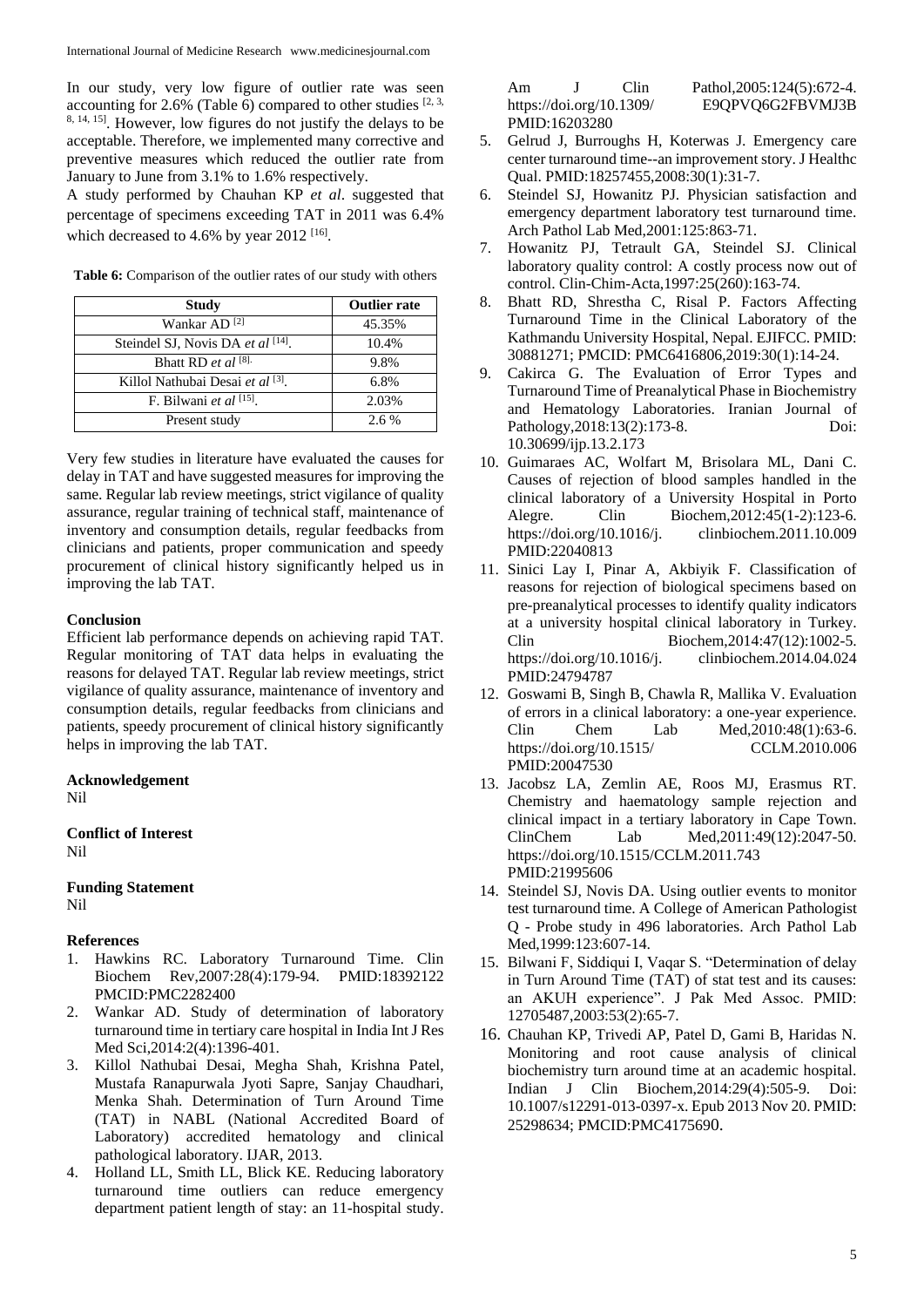In our study, very low figure of outlier rate was seen accounting for 2.6% (Table 6) compared to other studies [2, 3, 8, 14, 15]. However, low figures do not justify the delays to be acceptable. Therefore, we implemented many corrective and preventive measures which reduced the outlier rate from January to June from 3.1% to 1.6% respectively.

A study performed by Chauhan KP *et al*. suggested that percentage of specimens exceeding TAT in 2011 was 6.4% which decreased to 4.6% by year 2012 [16].

**Table 6:** Comparison of the outlier rates of our study with others

| Study | Outlier rate |
|---|---|
| Wankar AD [2] | 45.35% |
| Steindel SJ, Novis DA *et al* [14]. | 10.4% |
| Bhatt RD *et al* [8]. | 9.8% |
| Killol Nathubai Desai *et al* [3]. | 6.8% |
| F. Bilwani *et al* [15]. | 2.03% |
| Present study | 2.6 % |

Very few studies in literature have evaluated the causes for delay in TAT and have suggested measures for improving the same. Regular lab review meetings, strict vigilance of quality assurance, regular training of technical staff, maintenance of inventory and consumption details, regular feedbacks from clinicians and patients, proper communication and speedy procurement of clinical history significantly helped us in improving the lab TAT.

## Conclusion

Efficient lab performance depends on achieving rapid TAT. Regular monitoring of TAT data helps in evaluating the reasons for delayed TAT. Regular lab review meetings, strict vigilance of quality assurance, maintenance of inventory and consumption details, regular feedbacks from clinicians and patients, speedy procurement of clinical history significantly helps in improving the lab TAT.

## Acknowledgement

Nil

## Conflict of Interest

Nil

## Funding Statement

Nil

## References

1. Hawkins RC. Laboratory Turnaround Time. Clin Biochem Rev,2007:28(4):179-94. PMID:18392122 PMCID:PMC2282400
2. Wankar AD. Study of determination of laboratory turnaround time in tertiary care hospital in India Int J Res Med Sci,2014:2(4):1396-401.
3. Killol Nathubai Desai, Megha Shah, Krishna Patel, Mustafa Ranapurwala Jyoti Sapre, Sanjay Chaudhari, Menka Shah. Determination of Turn Around Time (TAT) in NABL (National Accredited Board of Laboratory) accredited hematology and clinical pathological laboratory. IJAR, 2013.
4. Holland LL, Smith LL, Blick KE. Reducing laboratory turnaround time outliers can reduce emergency department patient length of stay: an 11-hospital study. Am J Clin Pathol,2005:124(5):672-4. https://doi.org/10.1309/ E9QPVQ6G2FBVMJ3B PMID:16203280
5. Gelrud J, Burroughs H, Koterwas J. Emergency care center turnaround time--an improvement story. J Healthc Qual. PMID:18257455,2008:30(1):31-7.
6. Steindel SJ, Howanitz PJ. Physician satisfaction and emergency department laboratory test turnaround time. Arch Pathol Lab Med,2001:125:863-71.
7. Howanitz PJ, Tetrault GA, Steindel SJ. Clinical laboratory quality control: A costly process now out of control. Clin-Chim-Acta,1997:25(260):163-74.
8. Bhatt RD, Shrestha C, Risal P. Factors Affecting Turnaround Time in the Clinical Laboratory of the Kathmandu University Hospital, Nepal. EJIFCC. PMID: 30881271; PMCID: PMC6416806,2019:30(1):14-24.
9. Cakirca G. The Evaluation of Error Types and Turnaround Time of Preanalytical Phase in Biochemistry and Hematology Laboratories. Iranian Journal of Pathology,2018:13(2):173-8. Doi: 10.30699/ijp.13.2.173
10. Guimaraes AC, Wolfart M, Brisolara ML, Dani C. Causes of rejection of blood samples handled in the clinical laboratory of a University Hospital in Porto Alegre. Clin Biochem,2012:45(1-2):123-6. https://doi.org/10.1016/j. clinbiochem.2011.10.009 PMID:22040813
11. Sinici Lay I, Pinar A, Akbiyik F. Classification of reasons for rejection of biological specimens based on pre-preanalytical processes to identify quality indicators at a university hospital clinical laboratory in Turkey. Clin Biochem,2014:47(12):1002-5. https://doi.org/10.1016/j. clinbiochem.2014.04.024 PMID:24794787
12. Goswami B, Singh B, Chawla R, Mallika V. Evaluation of errors in a clinical laboratory: a one-year experience. Clin Chem Lab Med,2010:48(1):63-6. https://doi.org/10.1515/ CCLM.2010.006 PMID:20047530
13. Jacobsz LA, Zemlin AE, Roos MJ, Erasmus RT. Chemistry and haematology sample rejection and clinical impact in a tertiary laboratory in Cape Town. ClinChem Lab Med,2011:49(12):2047-50. https://doi.org/10.1515/CCLM.2011.743 PMID:21995606
14. Steindel SJ, Novis DA. Using outlier events to monitor test turnaround time. A College of American Pathologist Q - Probe study in 496 laboratories. Arch Pathol Lab Med,1999:123:607-14.
15. Bilwani F, Siddiqui I, Vaqar S. "Determination of delay in Turn Around Time (TAT) of stat test and its causes: an AKUH experience". J Pak Med Assoc. PMID: 12705487,2003:53(2):65-7.
16. Chauhan KP, Trivedi AP, Patel D, Gami B, Haridas N. Monitoring and root cause analysis of clinical biochemistry turn around time at an academic hospital. Indian J Clin Biochem,2014:29(4):505-9. Doi: 10.1007/s12291-013-0397-x. Epub 2013 Nov 20. PMID: 25298634; PMCID:PMC4175690.